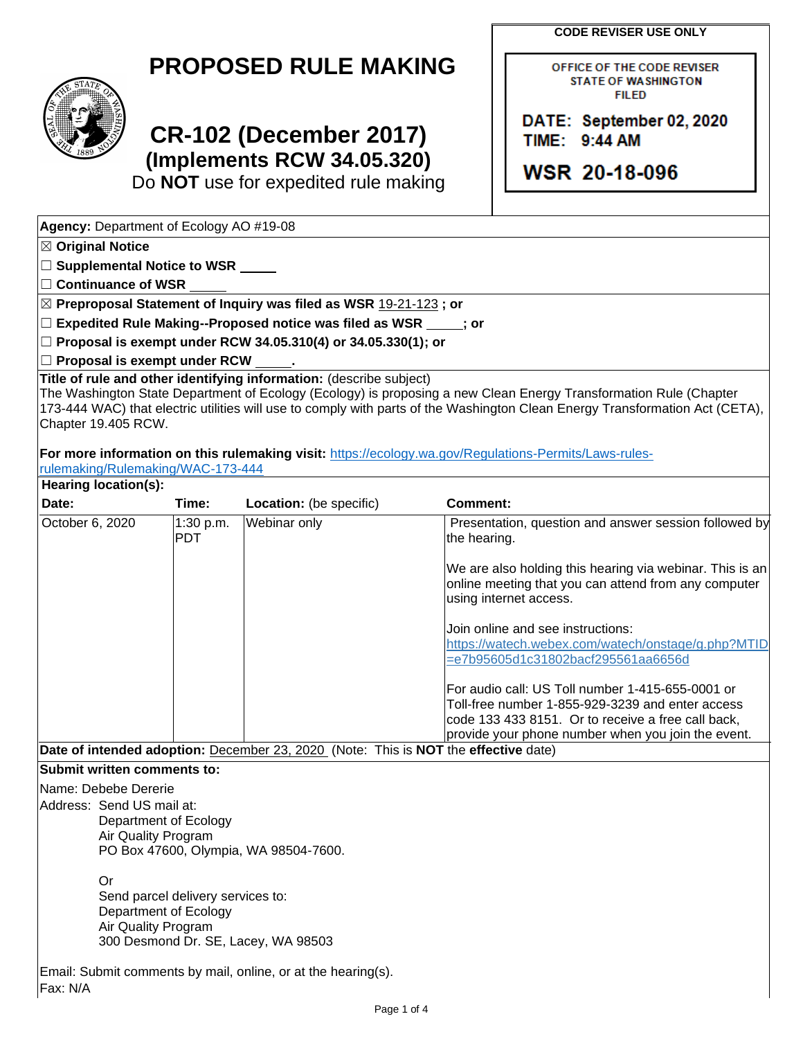# PROPOSED RULE MAKING

## CR-102 (December 2017)
### (Implements RCW 34.05.320)
Do **NOT** use for expedited rule making

**CODE REVISER USE ONLY**

OFFICE OF THE CODE REVISER
STATE OF WASHINGTON
FILED

DATE: September 02, 2020
TIME: 9:44 AM

WSR 20-18-096

**Agency:** Department of Ecology AO #19-08

☒ **Original Notice**

☐ **Supplemental Notice to WSR \_\_\_\_\_**

☐ **Continuance of WSR \_\_\_\_\_**

☒ **Preproposal Statement of Inquiry was filed as WSR** 19-21-123 **; or**

☐ **Expedited Rule Making--Proposed notice was filed as WSR \_\_\_\_\_; or**

☐ **Proposal is exempt under RCW 34.05.310(4) or 34.05.330(1); or**

☐ **Proposal is exempt under RCW \_\_\_\_\_.**

**Title of rule and other identifying information:** (describe subject)
The Washington State Department of Ecology (Ecology) is proposing a new Clean Energy Transformation Rule (Chapter 173-444 WAC) that electric utilities will use to comply with parts of the Washington Clean Energy Transformation Act (CETA), Chapter 19.405 RCW.

**For more information on this rulemaking visit:** https://ecology.wa.gov/Regulations-Permits/Laws-rules-rulemaking/Rulemaking/WAC-173-444

**Hearing location(s):**

| Date: | Time: | Location: (be specific) | Comment: |
|---|---|---|---|
| October 6, 2020 | 1:30 p.m. PDT | Webinar only | Presentation, question and answer session followed by the hearing.<br><br>We are also holding this hearing via webinar. This is an online meeting that you can attend from any computer using internet access.<br><br>Join online and see instructions: https://watech.webex.com/watech/onstage/g.php?MTID=e7b95605d1c31802bacf295561aa6656d<br><br>For audio call: US Toll number 1-415-655-0001 or Toll-free number 1-855-929-3239 and enter access code 133 433 8151. Or to receive a free call back, provide your phone number when you join the event. |

**Date of intended adoption:** December 23, 2020 (Note: This is **NOT** the **effective** date)

**Submit written comments to:**

Name: Debebe Dererie

Address: Send US mail at:
Department of Ecology
Air Quality Program
PO Box 47600, Olympia, WA 98504-7600.

Or

Send parcel delivery services to:
Department of Ecology
Air Quality Program
300 Desmond Dr. SE, Lacey, WA 98503

Email: Submit comments by mail, online, or at the hearing(s).

Fax: N/A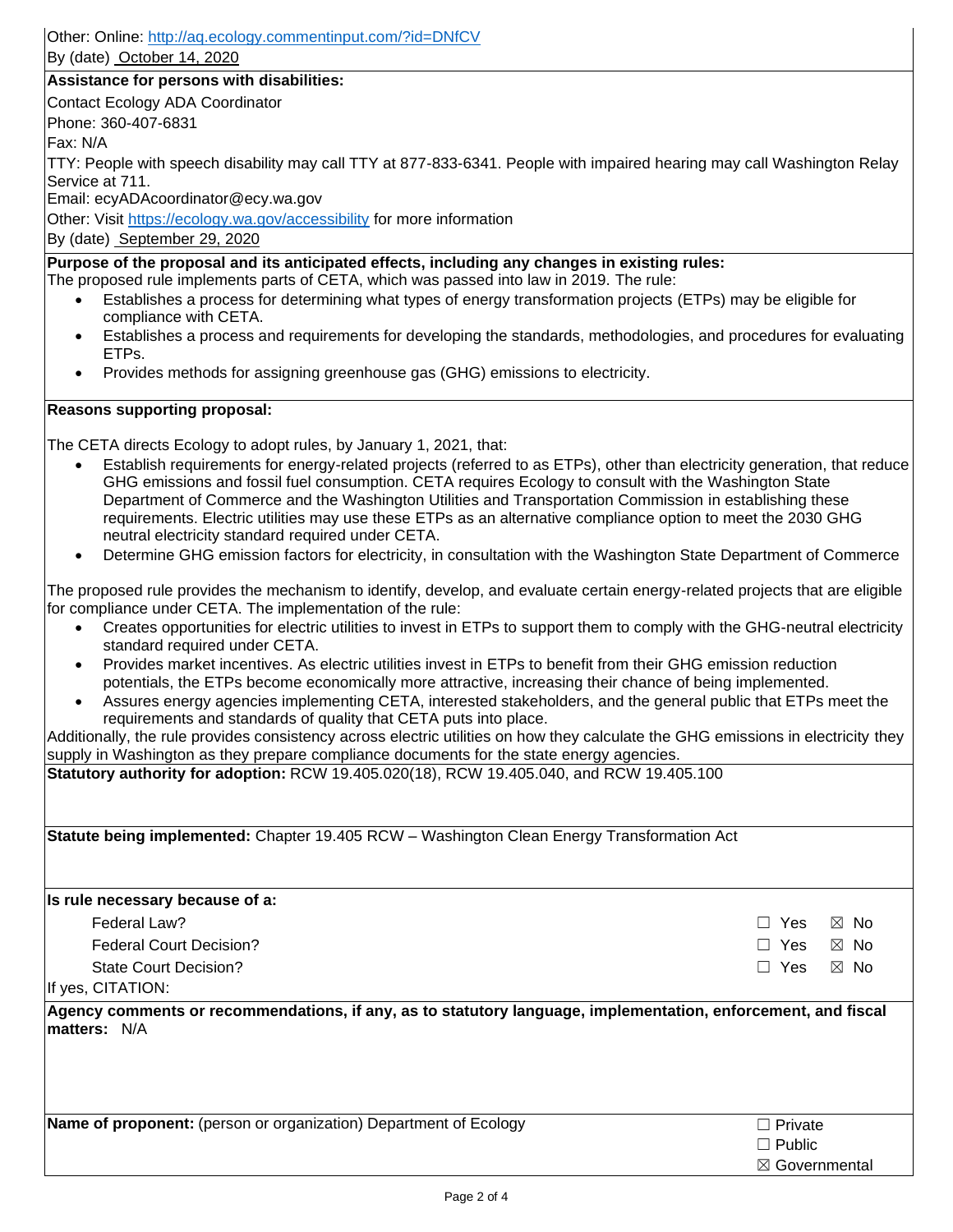Other: Online: http://aq.ecology.commentinput.com/?id=DNfCV

By (date) October 14, 2020

**Assistance for persons with disabilities:**

Contact Ecology ADA Coordinator

Phone: 360-407-6831

Fax: N/A

TTY: People with speech disability may call TTY at 877-833-6341. People with impaired hearing may call Washington Relay Service at 711.

Email: ecyADAcoordinator@ecy.wa.gov

Other: Visit https://ecology.wa.gov/accessibility for more information

By (date) September 29, 2020

**Purpose of the proposal and its anticipated effects, including any changes in existing rules:**

The proposed rule implements parts of CETA, which was passed into law in 2019. The rule:

- Establishes a process for determining what types of energy transformation projects (ETPs) may be eligible for compliance with CETA.
- Establishes a process and requirements for developing the standards, methodologies, and procedures for evaluating ETPs.
- Provides methods for assigning greenhouse gas (GHG) emissions to electricity.

**Reasons supporting proposal:**

The CETA directs Ecology to adopt rules, by January 1, 2021, that:

- Establish requirements for energy-related projects (referred to as ETPs), other than electricity generation, that reduce GHG emissions and fossil fuel consumption. CETA requires Ecology to consult with the Washington State Department of Commerce and the Washington Utilities and Transportation Commission in establishing these requirements. Electric utilities may use these ETPs as an alternative compliance option to meet the 2030 GHG neutral electricity standard required under CETA.
- Determine GHG emission factors for electricity, in consultation with the Washington State Department of Commerce

The proposed rule provides the mechanism to identify, develop, and evaluate certain energy-related projects that are eligible for compliance under CETA. The implementation of the rule:

- Creates opportunities for electric utilities to invest in ETPs to support them to comply with the GHG-neutral electricity standard required under CETA.
- Provides market incentives. As electric utilities invest in ETPs to benefit from their GHG emission reduction potentials, the ETPs become economically more attractive, increasing their chance of being implemented.
- Assures energy agencies implementing CETA, interested stakeholders, and the general public that ETPs meet the requirements and standards of quality that CETA puts into place.

Additionally, the rule provides consistency across electric utilities on how they calculate the GHG emissions in electricity they supply in Washington as they prepare compliance documents for the state energy agencies.

**Statutory authority for adoption:** RCW 19.405.020(18), RCW 19.405.040, and RCW 19.405.100

**Statute being implemented:** Chapter 19.405 RCW – Washington Clean Energy Transformation Act

**Is rule necessary because of a:**

| | | |
|---|---|---|
| Federal Law? | ☐ Yes | ☒ No |
| Federal Court Decision? | ☐ Yes | ☒ No |
| State Court Decision? | ☐ Yes | ☒ No |

If yes, CITATION:

**Agency comments or recommendations, if any, as to statutory language, implementation, enforcement, and fiscal matters:** N/A

**Name of proponent:** (person or organization) Department of Ecology

☐ Private
☐ Public
☒ Governmental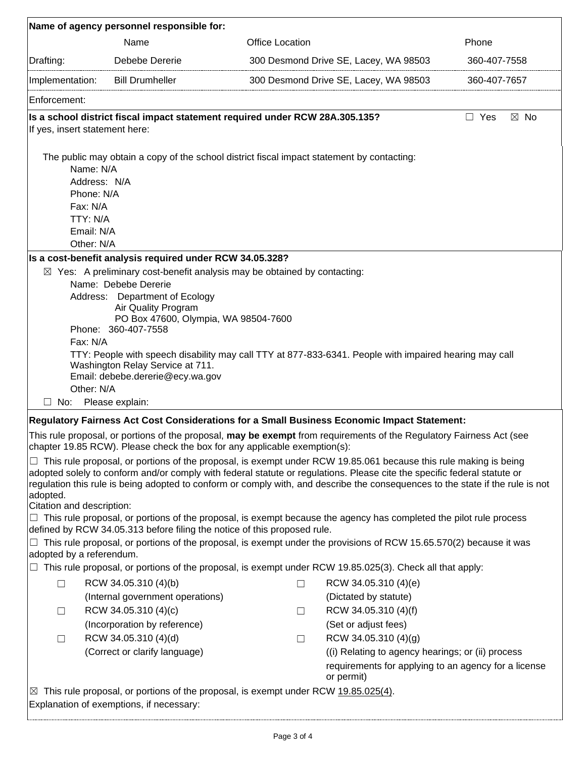**Name of agency personnel responsible for:**

| | Name | Office Location | Phone |
|---|---|---|---|
| Drafting: | Debebe Dererie | 300 Desmond Drive SE, Lacey, WA 98503 | 360-407-7558 |
| Implementation: | Bill Drumheller | 300 Desmond Drive SE, Lacey, WA 98503 | 360-407-7657 |
| Enforcement: | | | |

**Is a school district fiscal impact statement required under RCW 28A.305.135?** ☐ Yes ☒ No

If yes, insert statement here:

The public may obtain a copy of the school district fiscal impact statement by contacting:

Name: N/A
Address: N/A
Phone: N/A
Fax: N/A
TTY: N/A
Email: N/A
Other: N/A

**Is a cost-benefit analysis required under RCW 34.05.328?**

☒ Yes: A preliminary cost-benefit analysis may be obtained by contacting:

Name: Debebe Dererie
Address: Department of Ecology
Air Quality Program
PO Box 47600, Olympia, WA 98504-7600
Phone: 360-407-7558
Fax: N/A
TTY: People with speech disability may call TTY at 877-833-6341. People with impaired hearing may call Washington Relay Service at 711.
Email: debebe.dererie@ecy.wa.gov
Other: N/A

☐ No: Please explain:

**Regulatory Fairness Act Cost Considerations for a Small Business Economic Impact Statement:**

This rule proposal, or portions of the proposal, **may be exempt** from requirements of the Regulatory Fairness Act (see chapter 19.85 RCW). Please check the box for any applicable exemption(s):

☐ This rule proposal, or portions of the proposal, is exempt under RCW 19.85.061 because this rule making is being adopted solely to conform and/or comply with federal statute or regulations. Please cite the specific federal statute or regulation this rule is being adopted to conform or comply with, and describe the consequences to the state if the rule is not adopted.

Citation and description:

☐ This rule proposal, or portions of the proposal, is exempt because the agency has completed the pilot rule process defined by RCW 34.05.313 before filing the notice of this proposed rule.

☐ This rule proposal, or portions of the proposal, is exempt under the provisions of RCW 15.65.570(2) because it was adopted by a referendum.

☐ This rule proposal, or portions of the proposal, is exempt under RCW 19.85.025(3). Check all that apply:

| | | | |
|---|---|---|---|
| ☐ | RCW 34.05.310 (4)(b) (Internal government operations) | ☐ | RCW 34.05.310 (4)(e) (Dictated by statute) |
| ☐ | RCW 34.05.310 (4)(c) (Incorporation by reference) | ☐ | RCW 34.05.310 (4)(f) (Set or adjust fees) |
| ☐ | RCW 34.05.310 (4)(d) (Correct or clarify language) | ☐ | RCW 34.05.310 (4)(g) ((i) Relating to agency hearings; or (ii) process requirements for applying to an agency for a license or permit) |

☒ This rule proposal, or portions of the proposal, is exempt under RCW 19.85.025(4).

Explanation of exemptions, if necessary: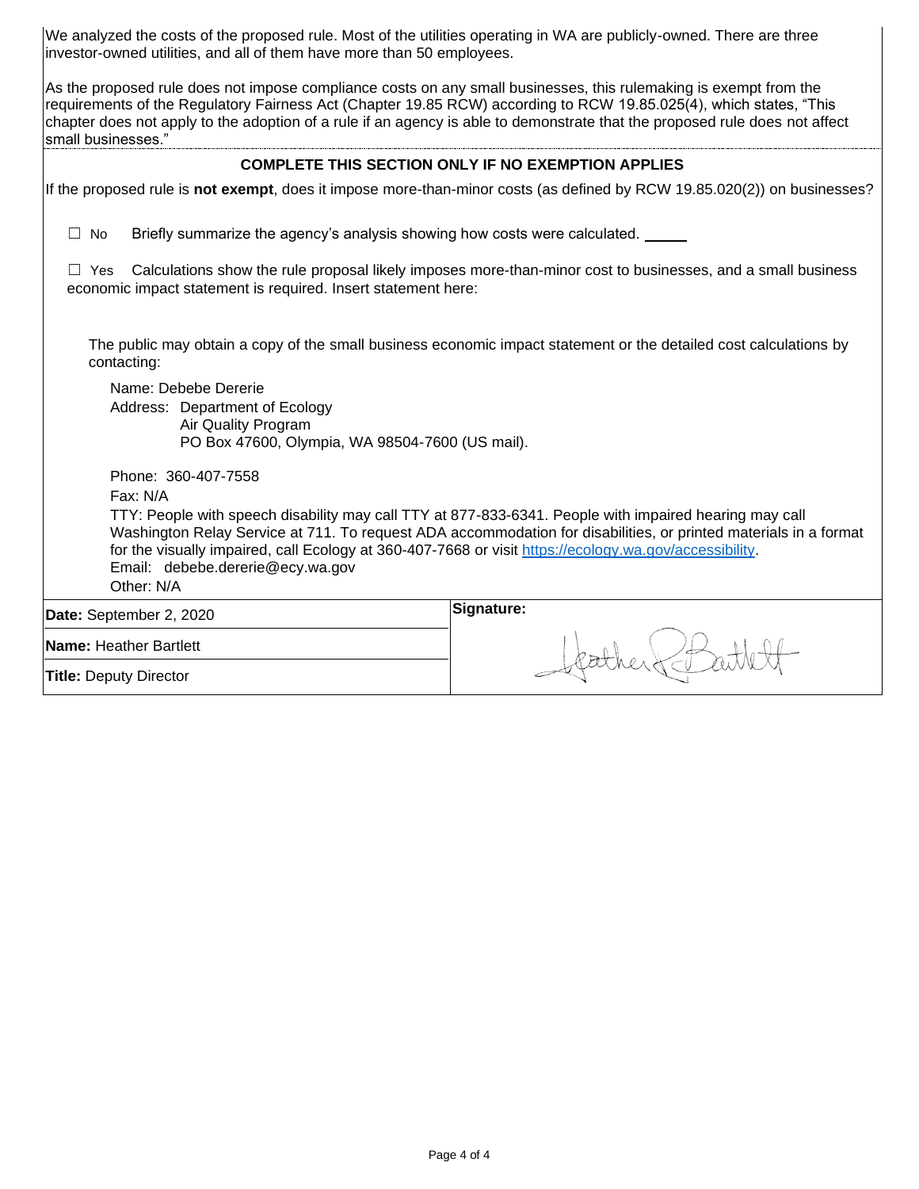We analyzed the costs of the proposed rule. Most of the utilities operating in WA are publicly-owned. There are three investor-owned utilities, and all of them have more than 50 employees.

As the proposed rule does not impose compliance costs on any small businesses, this rulemaking is exempt from the requirements of the Regulatory Fairness Act (Chapter 19.85 RCW) according to RCW 19.85.025(4), which states, "This chapter does not apply to the adoption of a rule if an agency is able to demonstrate that the proposed rule does not affect small businesses."

**COMPLETE THIS SECTION ONLY IF NO EXEMPTION APPLIES**

If the proposed rule is **not exempt**, does it impose more-than-minor costs (as defined by RCW 19.85.020(2)) on businesses?

☐ No Briefly summarize the agency's analysis showing how costs were calculated. _____

☐ Yes Calculations show the rule proposal likely imposes more-than-minor cost to businesses, and a small business economic impact statement is required. Insert statement here:

The public may obtain a copy of the small business economic impact statement or the detailed cost calculations by contacting:

Name: Debebe Dererie
Address: Department of Ecology
Air Quality Program
PO Box 47600, Olympia, WA 98504-7600 (US mail).

Phone: 360-407-7558
Fax: N/A
TTY: People with speech disability may call TTY at 877-833-6341. People with impaired hearing may call Washington Relay Service at 711. To request ADA accommodation for disabilities, or printed materials in a format for the visually impaired, call Ecology at 360-407-7668 or visit https://ecology.wa.gov/accessibility.
Email: debebe.dererie@ecy.wa.gov
Other: N/A

| | |
|---|---|
| **Date:** September 2, 2020 | **Signature:** |
| **Name:** Heather Bartlett | Heather R Bartlett |
| **Title:** Deputy Director | |